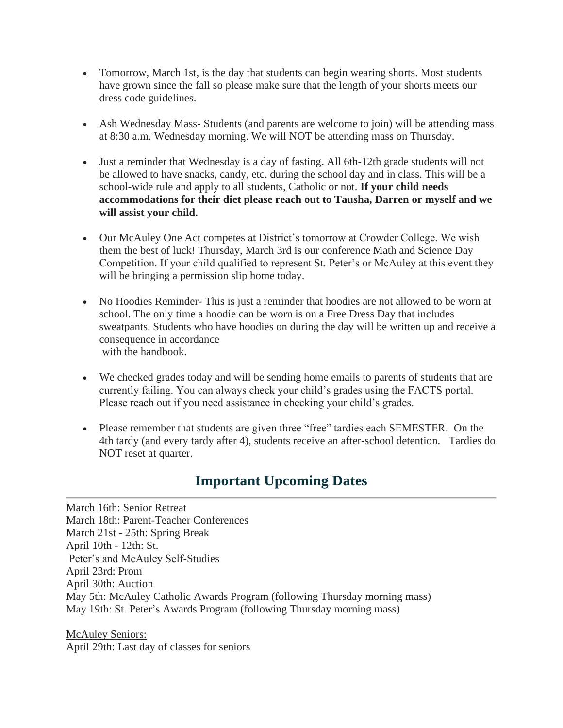- Tomorrow, March 1st, is the day that students can begin wearing shorts. Most students have grown since the fall so please make sure that the length of your shorts meets our dress code guidelines.

- Ash Wednesday Mass- Students (and parents are welcome to join) will be attending mass at 8:30 a.m. Wednesday morning. We will NOT be attending mass on Thursday.

- Just a reminder that Wednesday is a day of fasting. All 6th-12th grade students will not be allowed to have snacks, candy, etc. during the school day and in class. This will be a school-wide rule and apply to all students, Catholic or not. **If your child needs accommodations for their diet please reach out to Tausha, Darren or myself and we will assist your child.**

- Our McAuley One Act competes at District's tomorrow at Crowder College. We wish them the best of luck! Thursday, March 3rd is our conference Math and Science Day Competition. If your child qualified to represent St. Peter's or McAuley at this event they will be bringing a permission slip home today.

- No Hoodies Reminder- This is just a reminder that hoodies are not allowed to be worn at school. The only time a hoodie can be worn is on a Free Dress Day that includes sweatpants. Students who have hoodies on during the day will be written up and receive a consequence in accordance with the handbook.

- We checked grades today and will be sending home emails to parents of students that are currently failing. You can always check your child's grades using the FACTS portal. Please reach out if you need assistance in checking your child's grades.

- Please remember that students are given three "free" tardies each SEMESTER. On the 4th tardy (and every tardy after 4), students receive an after-school detention. Tardies do NOT reset at quarter.

## Important Upcoming Dates

March 16th: Senior Retreat
March 18th: Parent-Teacher Conferences
March 21st - 25th: Spring Break
April 10th - 12th: St. Peter's and McAuley Self-Studies
April 23rd: Prom
April 30th: Auction
May 5th: McAuley Catholic Awards Program (following Thursday morning mass)
May 19th: St. Peter's Awards Program (following Thursday morning mass)

McAuley Seniors:
April 29th: Last day of classes for seniors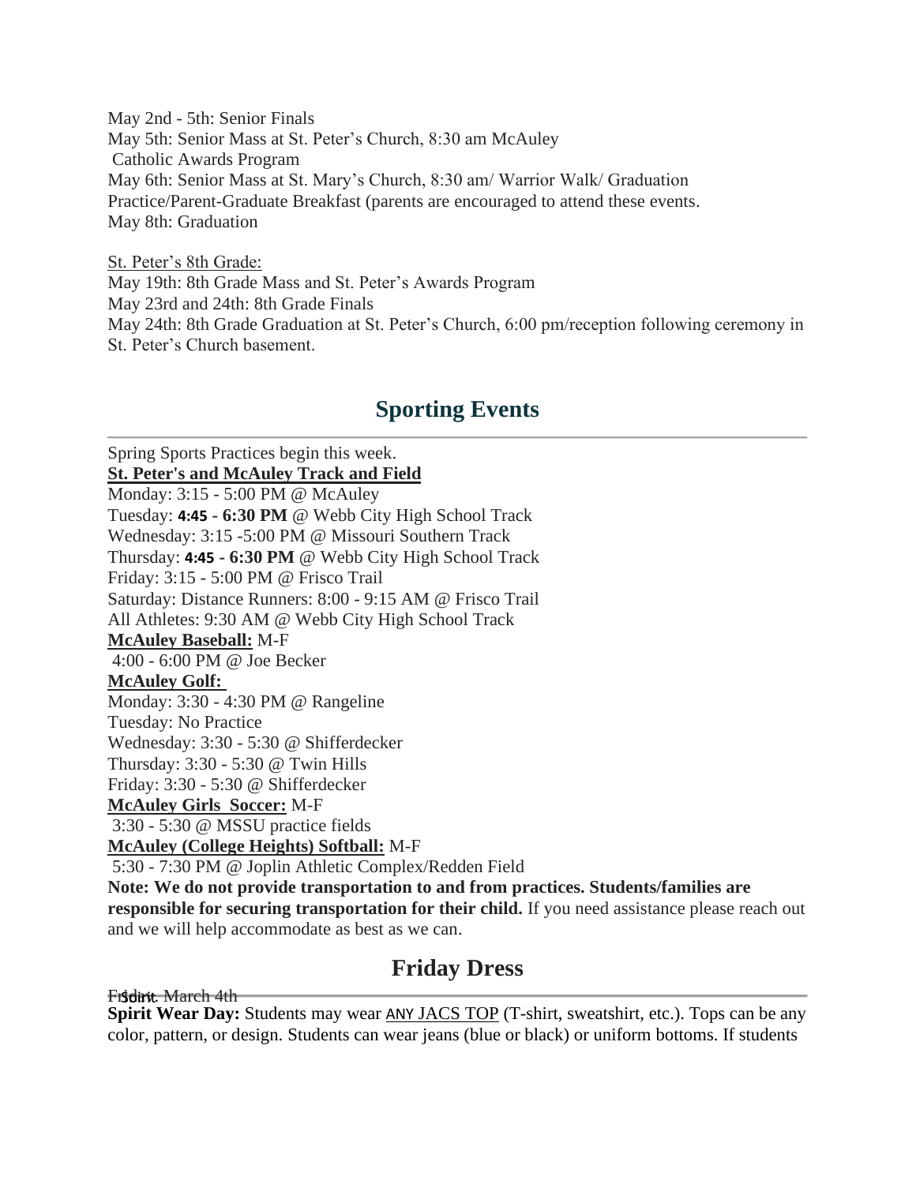May 2nd - 5th: Senior Finals
May 5th: Senior Mass at St. Peter's Church, 8:30 am McAuley
Catholic Awards Program
May 6th: Senior Mass at St. Mary's Church, 8:30 am/ Warrior Walk/ Graduation Practice/Parent-Graduate Breakfast (parents are encouraged to attend these events.
May 8th: Graduation

St. Peter's 8th Grade:
May 19th: 8th Grade Mass and St. Peter's Awards Program
May 23rd and 24th: 8th Grade Finals
May 24th: 8th Grade Graduation at St. Peter's Church, 6:00 pm/reception following ceremony in St. Peter's Church basement.

## Sporting Events

Spring Sports Practices begin this week.
**St. Peter's and McAuley Track and Field**
Monday: 3:15 - 5:00 PM @ McAuley
Tuesday: **4:45 - 6:30 PM** @ Webb City High School Track
Wednesday: 3:15 -5:00 PM @ Missouri Southern Track
Thursday: **4:45 - 6:30 PM** @ Webb City High School Track
Friday: 3:15 - 5:00 PM @ Frisco Trail
Saturday: Distance Runners: 8:00 - 9:15 AM @ Frisco Trail
All Athletes: 9:30 AM @ Webb City High School Track
**McAuley Baseball:** M-F
4:00 - 6:00 PM @ Joe Becker
**McAuley Golf:**
Monday: 3:30 - 4:30 PM @ Rangeline
Tuesday: No Practice
Wednesday: 3:30 - 5:30 @ Shifferdecker
Thursday: 3:30 - 5:30 @ Twin Hills
Friday: 3:30 - 5:30 @ Shifferdecker
**McAuley Girls Soccer:** M-F
3:30 - 5:30 @ MSSU practice fields
**McAuley (College Heights) Softball:** M-F
5:30 - 7:30 PM @ Joplin Athletic Complex/Redden Field
**Note: We do not provide transportation to and from practices. Students/families are responsible for securing transportation for their child.** If you need assistance please reach out and we will help accommodate as best as we can.

## Friday Dress

Friday, March 4th
**Spirit Wear Day:** Students may wear ANY JACS TOP (T-shirt, sweatshirt, etc.). Tops can be any color, pattern, or design. Students can wear jeans (blue or black) or uniform bottoms. If students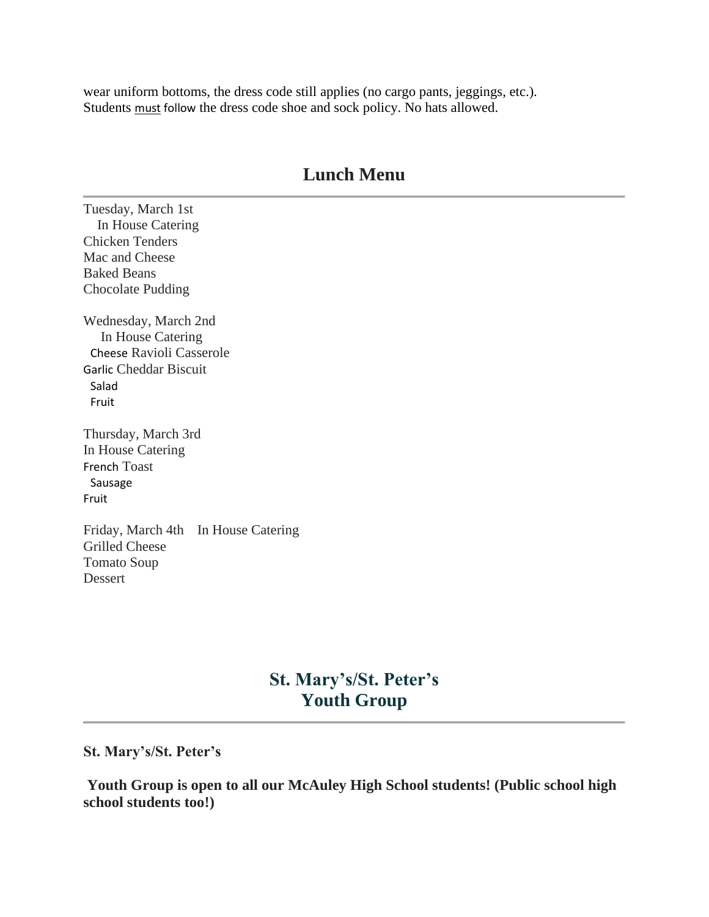wear uniform bottoms, the dress code still applies (no cargo pants, jeggings, etc.). Students must follow the dress code shoe and sock policy. No hats allowed.

## Lunch Menu

Tuesday, March 1st
In House Catering
Chicken Tenders
Mac and Cheese
Baked Beans
Chocolate Pudding

Wednesday, March 2nd
In House Catering
Cheese Ravioli Casserole
Garlic Cheddar Biscuit
Salad
Fruit

Thursday, March 3rd
In House Catering
French Toast
Sausage
Fruit

Friday, March 4th In House Catering
Grilled Cheese
Tomato Soup
Dessert

## St. Mary's/St. Peter's Youth Group

**St. Mary's/St. Peter's**

**Youth Group is open to all our McAuley High School students! (Public school high school students too!)**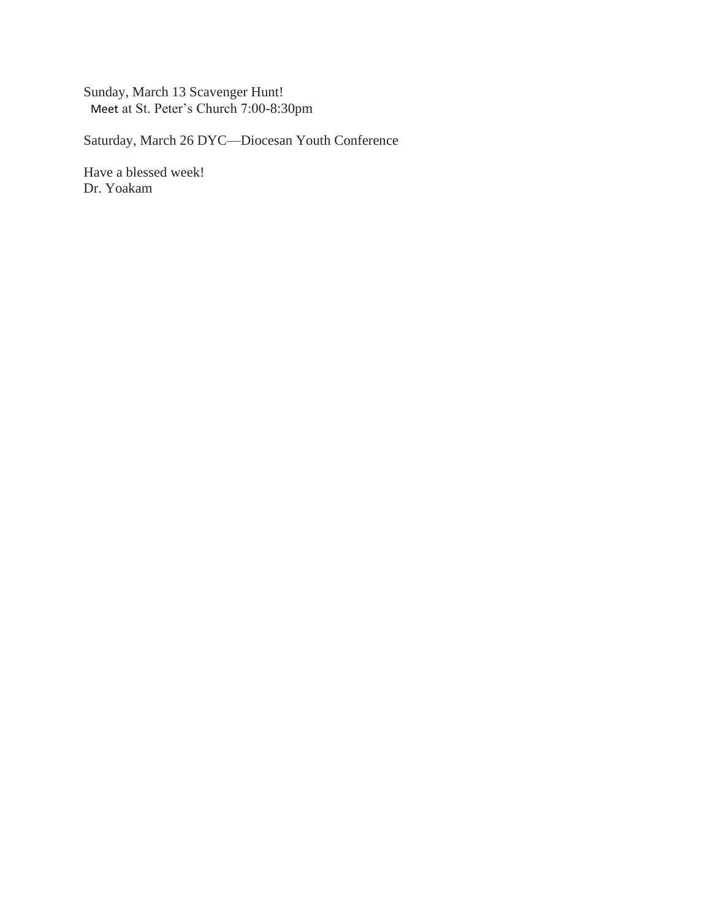Sunday, March 13 Scavenger Hunt!
Meet at St. Peter's Church 7:00-8:30pm

Saturday, March 26 DYC—Diocesan Youth Conference

Have a blessed week!
Dr. Yoakam